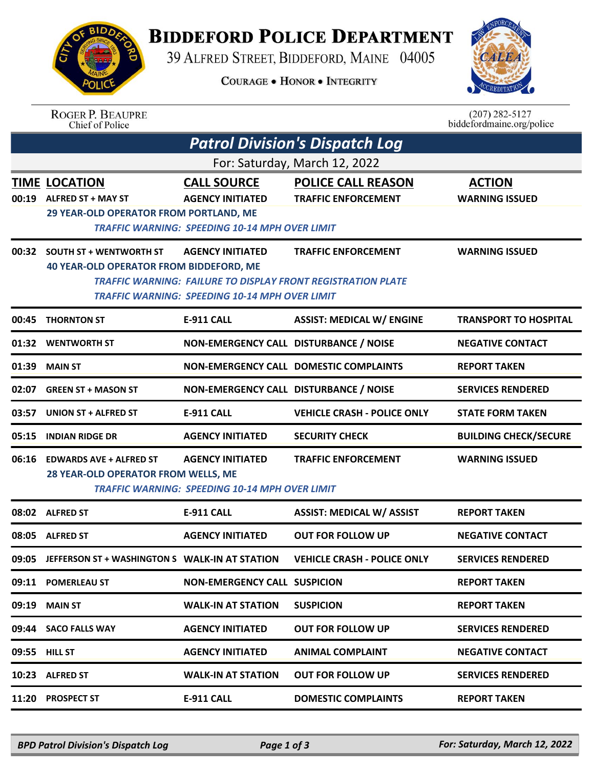# BIDDEFORD POLICE DEPARTMENT

39 ALFRED STREET, BIDDEFORD, MAINE 04005

COURAGE • HONOR • INTEGRITY

ROGER P. BEAUPRE
Chief of Police

(207) 282-5127
biddefordmaine.org/police

## *Patrol Division's Dispatch Log*

For: Saturday, March 12, 2022

| TIME | LOCATION | CALL SOURCE | POLICE CALL REASON | ACTION |
|---|---|---|---|---|
| 00:19 | ALFRED ST + MAY ST | AGENCY INITIATED | TRAFFIC ENFORCEMENT | WARNING ISSUED |
| | 29 YEAR-OLD OPERATOR FROM PORTLAND, ME<br>*TRAFFIC WARNING: SPEEDING 10-14 MPH OVER LIMIT* | | | |
| 00:32 | SOUTH ST + WENTWORTH ST | AGENCY INITIATED | TRAFFIC ENFORCEMENT | WARNING ISSUED |
| | 40 YEAR-OLD OPERATOR FROM BIDDEFORD, ME<br>*TRAFFIC WARNING: FAILURE TO DISPLAY FRONT REGISTRATION PLATE*<br>*TRAFFIC WARNING: SPEEDING 10-14 MPH OVER LIMIT* | | | |
| 00:45 | THORNTON ST | E-911 CALL | ASSIST: MEDICAL W/ ENGINE | TRANSPORT TO HOSPITAL |
| 01:32 | WENTWORTH ST | NON-EMERGENCY CALL | DISTURBANCE / NOISE | NEGATIVE CONTACT |
| 01:39 | MAIN ST | NON-EMERGENCY CALL | DOMESTIC COMPLAINTS | REPORT TAKEN |
| 02:07 | GREEN ST + MASON ST | NON-EMERGENCY CALL | DISTURBANCE / NOISE | SERVICES RENDERED |
| 03:57 | UNION ST + ALFRED ST | E-911 CALL | VEHICLE CRASH - POLICE ONLY | STATE FORM TAKEN |
| 05:15 | INDIAN RIDGE DR | AGENCY INITIATED | SECURITY CHECK | BUILDING CHECK/SECURE |
| 06:16 | EDWARDS AVE + ALFRED ST | AGENCY INITIATED | TRAFFIC ENFORCEMENT | WARNING ISSUED |
| | 28 YEAR-OLD OPERATOR FROM WELLS, ME<br>*TRAFFIC WARNING: SPEEDING 10-14 MPH OVER LIMIT* | | | |
| 08:02 | ALFRED ST | E-911 CALL | ASSIST: MEDICAL W/ ASSIST | REPORT TAKEN |
| 08:05 | ALFRED ST | AGENCY INITIATED | OUT FOR FOLLOW UP | NEGATIVE CONTACT |
| 09:05 | JEFFERSON ST + WASHINGTON S | WALK-IN AT STATION | VEHICLE CRASH - POLICE ONLY | SERVICES RENDERED |
| 09:11 | POMERLEAU ST | NON-EMERGENCY CALL | SUSPICION | REPORT TAKEN |
| 09:19 | MAIN ST | WALK-IN AT STATION | SUSPICION | REPORT TAKEN |
| 09:44 | SACO FALLS WAY | AGENCY INITIATED | OUT FOR FOLLOW UP | SERVICES RENDERED |
| 09:55 | HILL ST | AGENCY INITIATED | ANIMAL COMPLAINT | NEGATIVE CONTACT |
| 10:23 | ALFRED ST | WALK-IN AT STATION | OUT FOR FOLLOW UP | SERVICES RENDERED |
| 11:20 | PROSPECT ST | E-911 CALL | DOMESTIC COMPLAINTS | REPORT TAKEN |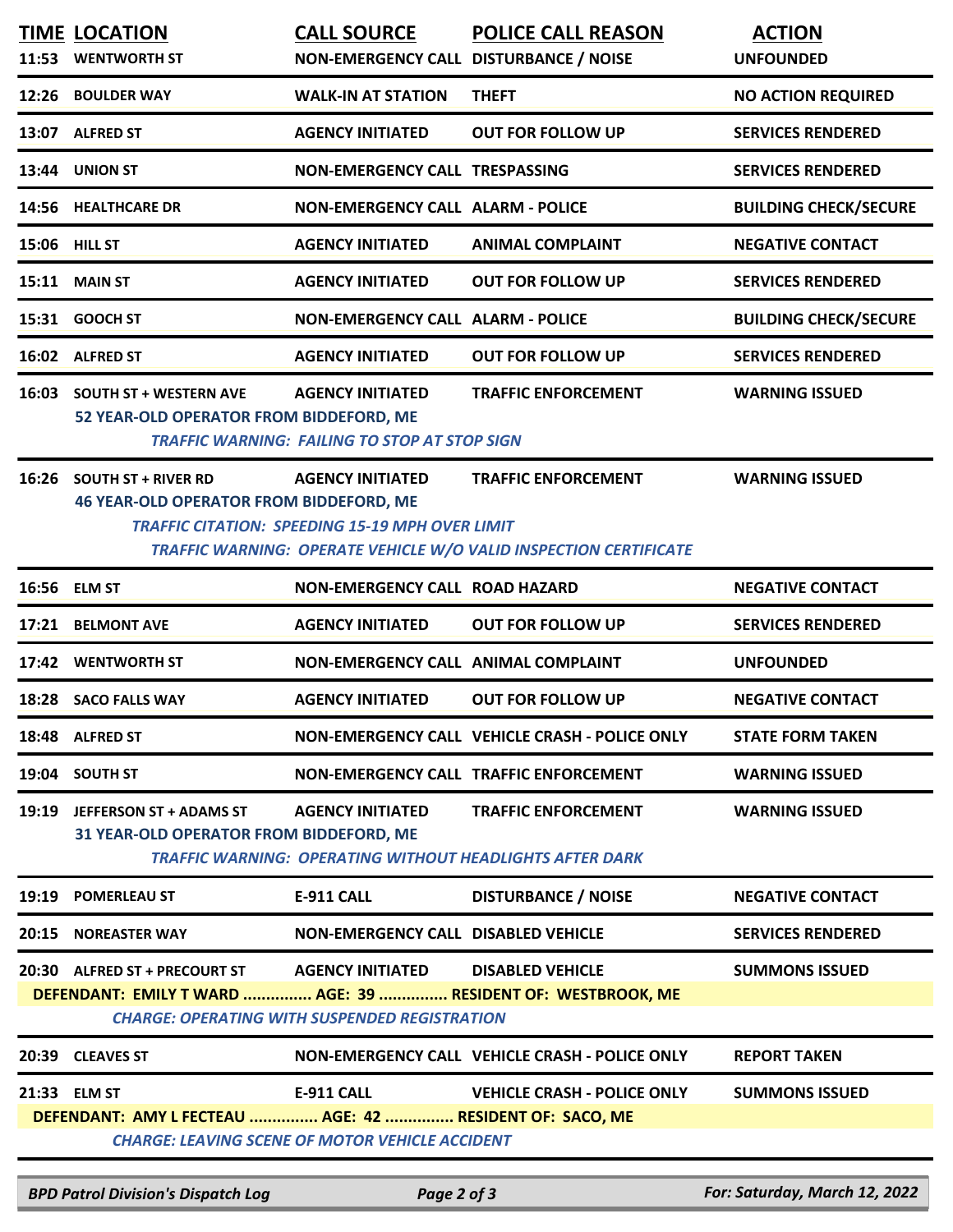| TIME | LOCATION | CALL SOURCE | POLICE CALL REASON | ACTION |
|---|---|---|---|---|
| 11:53 | WENTWORTH ST | NON-EMERGENCY CALL | DISTURBANCE / NOISE | UNFOUNDED |
| 12:26 | BOULDER WAY | WALK-IN AT STATION | THEFT | NO ACTION REQUIRED |
| 13:07 | ALFRED ST | AGENCY INITIATED | OUT FOR FOLLOW UP | SERVICES RENDERED |
| 13:44 | UNION ST | NON-EMERGENCY CALL | TRESPASSING | SERVICES RENDERED |
| 14:56 | HEALTHCARE DR | NON-EMERGENCY CALL | ALARM - POLICE | BUILDING CHECK/SECURE |
| 15:06 | HILL ST | AGENCY INITIATED | ANIMAL COMPLAINT | NEGATIVE CONTACT |
| 15:11 | MAIN ST | AGENCY INITIATED | OUT FOR FOLLOW UP | SERVICES RENDERED |
| 15:31 | GOOCH ST | NON-EMERGENCY CALL | ALARM - POLICE | BUILDING CHECK/SECURE |
| 16:02 | ALFRED ST | AGENCY INITIATED | OUT FOR FOLLOW UP | SERVICES RENDERED |
| 16:03 | SOUTH ST + WESTERN AVE<br>52 YEAR-OLD OPERATOR FROM BIDDEFORD, ME<br>*TRAFFIC WARNING: FAILING TO STOP AT STOP SIGN* | AGENCY INITIATED | TRAFFIC ENFORCEMENT | WARNING ISSUED |
| 16:26 | SOUTH ST + RIVER RD<br>46 YEAR-OLD OPERATOR FROM BIDDEFORD, ME<br>*TRAFFIC CITATION: SPEEDING 15-19 MPH OVER LIMIT*<br>*TRAFFIC WARNING: OPERATE VEHICLE W/O VALID INSPECTION CERTIFICATE* | AGENCY INITIATED | TRAFFIC ENFORCEMENT | WARNING ISSUED |
| 16:56 | ELM ST | NON-EMERGENCY CALL | ROAD HAZARD | NEGATIVE CONTACT |
| 17:21 | BELMONT AVE | AGENCY INITIATED | OUT FOR FOLLOW UP | SERVICES RENDERED |
| 17:42 | WENTWORTH ST | NON-EMERGENCY CALL | ANIMAL COMPLAINT | UNFOUNDED |
| 18:28 | SACO FALLS WAY | AGENCY INITIATED | OUT FOR FOLLOW UP | NEGATIVE CONTACT |
| 18:48 | ALFRED ST | NON-EMERGENCY CALL | VEHICLE CRASH - POLICE ONLY | STATE FORM TAKEN |
| 19:04 | SOUTH ST | NON-EMERGENCY CALL | TRAFFIC ENFORCEMENT | WARNING ISSUED |
| 19:19 | JEFFERSON ST + ADAMS ST<br>31 YEAR-OLD OPERATOR FROM BIDDEFORD, ME<br>*TRAFFIC WARNING: OPERATING WITHOUT HEADLIGHTS AFTER DARK* | AGENCY INITIATED | TRAFFIC ENFORCEMENT | WARNING ISSUED |
| 19:19 | POMERLEAU ST | E-911 CALL | DISTURBANCE / NOISE | NEGATIVE CONTACT |
| 20:15 | NOREASTER WAY | NON-EMERGENCY CALL | DISABLED VEHICLE | SERVICES RENDERED |
| 20:30 | ALFRED ST + PRECOURT ST<br>DEFENDANT: EMILY T WARD ............... AGE: 39 ............... RESIDENT OF: WESTBROOK, ME<br>*CHARGE: OPERATING WITH SUSPENDED REGISTRATION* | AGENCY INITIATED | DISABLED VEHICLE | SUMMONS ISSUED |
| 20:39 | CLEAVES ST | NON-EMERGENCY CALL | VEHICLE CRASH - POLICE ONLY | REPORT TAKEN |
| 21:33 | ELM ST<br>DEFENDANT: AMY L FECTEAU ............... AGE: 42 ............... RESIDENT OF: SACO, ME<br>*CHARGE: LEAVING SCENE OF MOTOR VEHICLE ACCIDENT* | E-911 CALL | VEHICLE CRASH - POLICE ONLY | SUMMONS ISSUED |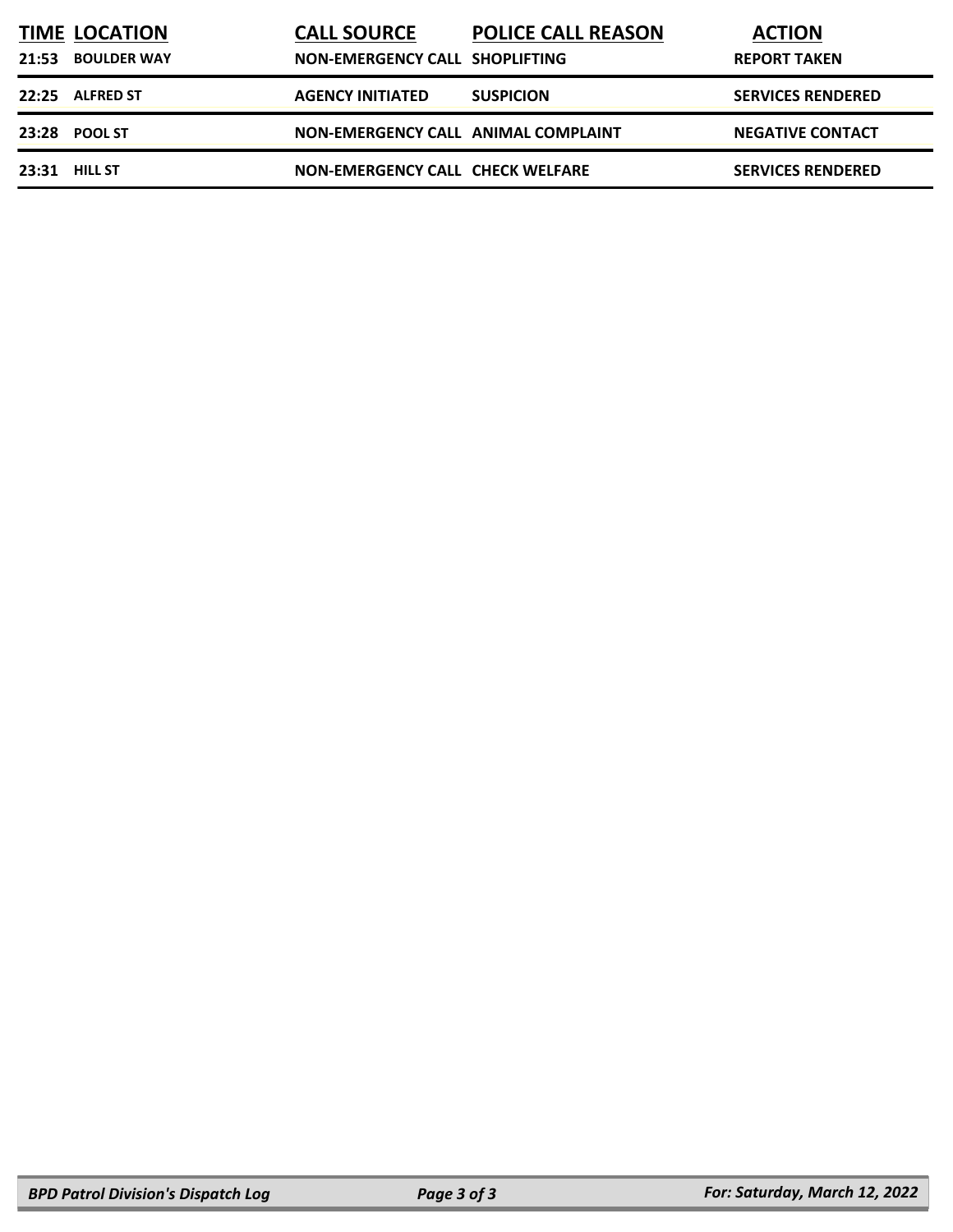| TIME | LOCATION | CALL SOURCE | POLICE CALL REASON | ACTION |
| --- | --- | --- | --- | --- |
| 21:53 | BOULDER WAY | NON-EMERGENCY CALL | SHOPLIFTING | REPORT TAKEN |
| 22:25 | ALFRED ST | AGENCY INITIATED | SUSPICION | SERVICES RENDERED |
| 23:28 | POOL ST | NON-EMERGENCY CALL | ANIMAL COMPLAINT | NEGATIVE CONTACT |
| 23:31 | HILL ST | NON-EMERGENCY CALL | CHECK WELFARE | SERVICES RENDERED |